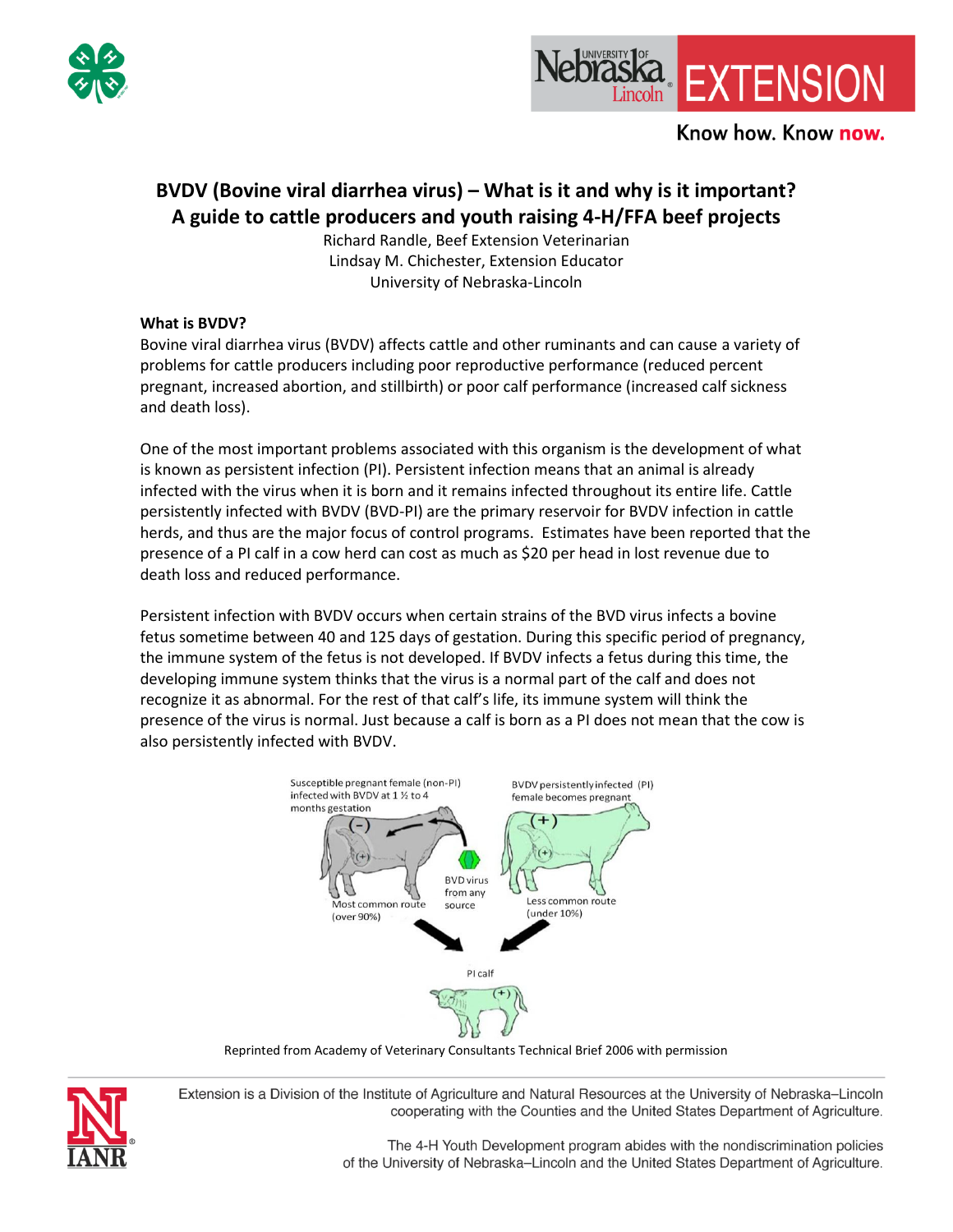# BVDV (Bovine viral diarrhea virus) – What is it and why is it important?
## A guide to cattle producers and youth raising 4-H/FFA beef projects

Richard Randle, Beef Extension Veterinarian
Lindsay M. Chichester, Extension Educator
University of Nebraska-Lincoln

### What is BVDV?

Bovine viral diarrhea virus (BVDV) affects cattle and other ruminants and can cause a variety of problems for cattle producers including poor reproductive performance (reduced percent pregnant, increased abortion, and stillbirth) or poor calf performance (increased calf sickness and death loss).

One of the most important problems associated with this organism is the development of what is known as persistent infection (PI). Persistent infection means that an animal is already infected with the virus when it is born and it remains infected throughout its entire life. Cattle persistently infected with BVDV (BVD-PI) are the primary reservoir for BVDV infection in cattle herds, and thus are the major focus of control programs. Estimates have been reported that the presence of a PI calf in a cow herd can cost as much as $20 per head in lost revenue due to death loss and reduced performance.

Persistent infection with BVDV occurs when certain strains of the BVD virus infects a bovine fetus sometime between 40 and 125 days of gestation. During this specific period of pregnancy, the immune system of the fetus is not developed. If BVDV infects a fetus during this time, the developing immune system thinks that the virus is a normal part of the calf and does not recognize it as abnormal. For the rest of that calf's life, its immune system will think the presence of the virus is normal. Just because a calf is born as a PI does not mean that the cow is also persistently infected with BVDV.

Susceptible pregnant female (non-PI) infected with BVDV at 1 ½ to 4 months gestation

BVDV persistently infected (PI) female becomes pregnant

BVD virus from any source

Most common route (over 90%)

Less common route (under 10%)

PI calf

Reprinted from Academy of Veterinary Consultants Technical Brief 2006 with permission

Extension is a Division of the Institute of Agriculture and Natural Resources at the University of Nebraska–Lincoln cooperating with the Counties and the United States Department of Agriculture.

The 4-H Youth Development program abides with the nondiscrimination policies of the University of Nebraska–Lincoln and the United States Department of Agriculture.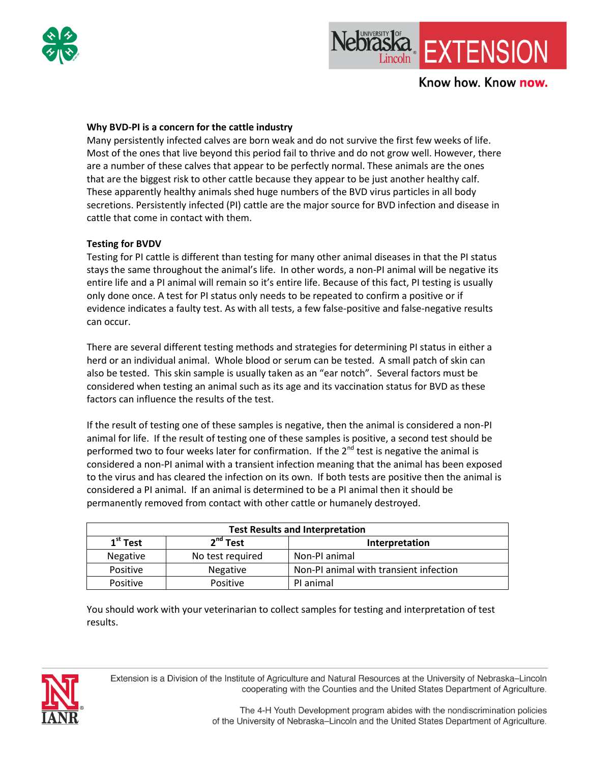**Why BVD-PI is a concern for the cattle industry**

Many persistently infected calves are born weak and do not survive the first few weeks of life. Most of the ones that live beyond this period fail to thrive and do not grow well. However, there are a number of these calves that appear to be perfectly normal. These animals are the ones that are the biggest risk to other cattle because they appear to be just another healthy calf. These apparently healthy animals shed huge numbers of the BVD virus particles in all body secretions. Persistently infected (PI) cattle are the major source for BVD infection and disease in cattle that come in contact with them.

**Testing for BVDV**

Testing for PI cattle is different than testing for many other animal diseases in that the PI status stays the same throughout the animal's life. In other words, a non-PI animal will be negative its entire life and a PI animal will remain so it's entire life. Because of this fact, PI testing is usually only done once. A test for PI status only needs to be repeated to confirm a positive or if evidence indicates a faulty test. As with all tests, a few false-positive and false-negative results can occur.

There are several different testing methods and strategies for determining PI status in either a herd or an individual animal. Whole blood or serum can be tested. A small patch of skin can also be tested. This skin sample is usually taken as an "ear notch". Several factors must be considered when testing an animal such as its age and its vaccination status for BVD as these factors can influence the results of the test.

If the result of testing one of these samples is negative, then the animal is considered a non-PI animal for life. If the result of testing one of these samples is positive, a second test should be performed two to four weeks later for confirmation. If the 2nd test is negative the animal is considered a non-PI animal with a transient infection meaning that the animal has been exposed to the virus and has cleared the infection on its own. If both tests are positive then the animal is considered a PI animal. If an animal is determined to be a PI animal then it should be permanently removed from contact with other cattle or humanely destroyed.

**Test Results and Interpretation**

| 1st Test | 2nd Test | Interpretation |
|---|---|---|
| Negative | No test required | Non-PI animal |
| Positive | Negative | Non-PI animal with transient infection |
| Positive | Positive | PI animal |

You should work with your veterinarian to collect samples for testing and interpretation of test results.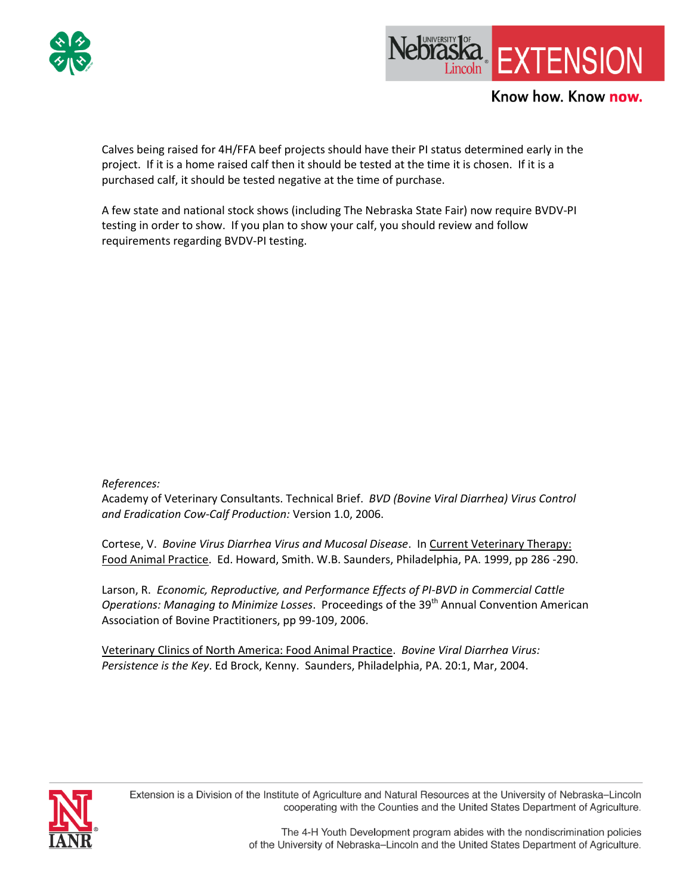Calves being raised for 4H/FFA beef projects should have their PI status determined early in the project. If it is a home raised calf then it should be tested at the time it is chosen. If it is a purchased calf, it should be tested negative at the time of purchase.

A few state and national stock shows (including The Nebraska State Fair) now require BVDV-PI testing in order to show. If you plan to show your calf, you should review and follow requirements regarding BVDV-PI testing.

*References:*

Academy of Veterinary Consultants. Technical Brief. *BVD (Bovine Viral Diarrhea) Virus Control and Eradication Cow-Calf Production:* Version 1.0, 2006.

Cortese, V. *Bovine Virus Diarrhea Virus and Mucosal Disease*. In Current Veterinary Therapy: Food Animal Practice. Ed. Howard, Smith. W.B. Saunders, Philadelphia, PA. 1999, pp 286 -290.

Larson, R. *Economic, Reproductive, and Performance Effects of PI-BVD in Commercial Cattle Operations: Managing to Minimize Losses*. Proceedings of the 39th Annual Convention American Association of Bovine Practitioners, pp 99-109, 2006.

Veterinary Clinics of North America: Food Animal Practice. *Bovine Viral Diarrhea Virus: Persistence is the Key*. Ed Brock, Kenny. Saunders, Philadelphia, PA. 20:1, Mar, 2004.

Extension is a Division of the Institute of Agriculture and Natural Resources at the University of Nebraska–Lincoln cooperating with the Counties and the United States Department of Agriculture.

The 4-H Youth Development program abides with the nondiscrimination policies of the University of Nebraska–Lincoln and the United States Department of Agriculture.